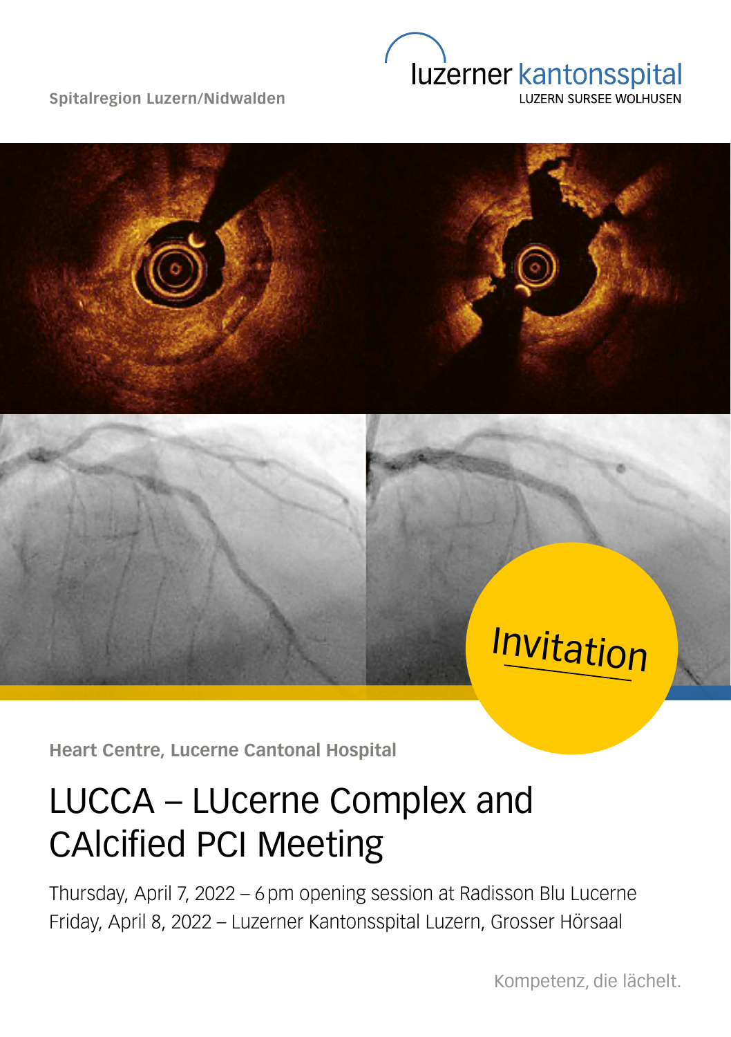Spitalregion Luzern/Nidwalden

luzerner kantonsspital
LUZERN SURSEE WOLHUSEN

Invitation

**Heart Centre, Lucerne Cantonal Hospital**

# LUCCA – LUcerne Complex and CAlcified PCI Meeting

Thursday, April 7, 2022 – 6 pm opening session at Radisson Blu Lucerne
Friday, April 8, 2022 – Luzerner Kantonsspital Luzern, Grosser Hörsaal

Kompetenz, die lächelt.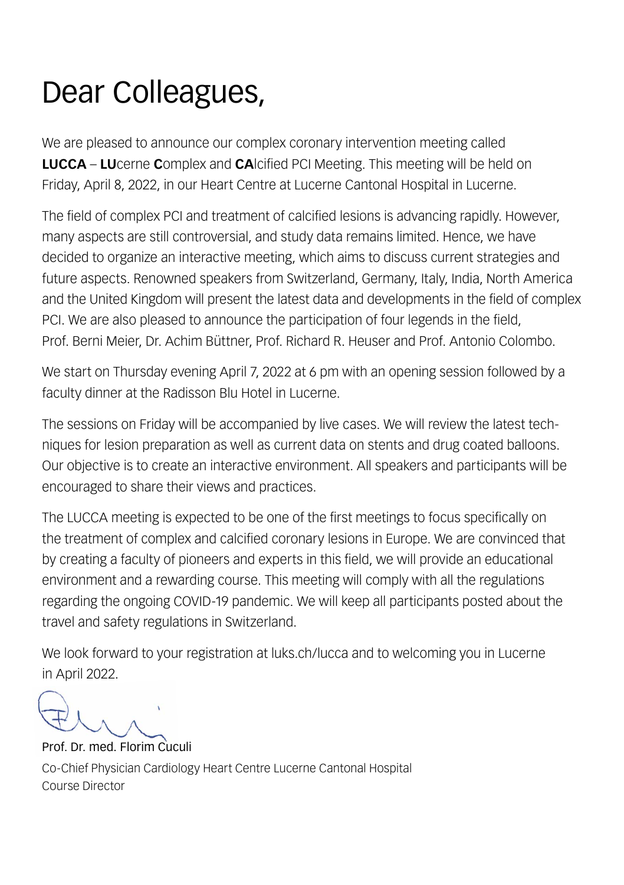# Dear Colleagues,

We are pleased to announce our complex coronary intervention meeting called **LUCCA** – **LU**cerne **C**omplex and **CA**lcified PCI Meeting. This meeting will be held on Friday, April 8, 2022, in our Heart Centre at Lucerne Cantonal Hospital in Lucerne.

The field of complex PCI and treatment of calcified lesions is advancing rapidly. However, many aspects are still controversial, and study data remains limited. Hence, we have decided to organize an interactive meeting, which aims to discuss current strategies and future aspects. Renowned speakers from Switzerland, Germany, Italy, India, North America and the United Kingdom will present the latest data and developments in the field of complex PCI. We are also pleased to announce the participation of four legends in the field, Prof. Berni Meier, Dr. Achim Büttner, Prof. Richard R. Heuser and Prof. Antonio Colombo.

We start on Thursday evening April 7, 2022 at 6 pm with an opening session followed by a faculty dinner at the Radisson Blu Hotel in Lucerne.

The sessions on Friday will be accompanied by live cases. We will review the latest techniques for lesion preparation as well as current data on stents and drug coated balloons. Our objective is to create an interactive environment. All speakers and participants will be encouraged to share their views and practices.

The LUCCA meeting is expected to be one of the first meetings to focus specifically on the treatment of complex and calcified coronary lesions in Europe. We are convinced that by creating a faculty of pioneers and experts in this field, we will provide an educational environment and a rewarding course. This meeting will comply with all the regulations regarding the ongoing COVID-19 pandemic. We will keep all participants posted about the travel and safety regulations in Switzerland.

We look forward to your registration at luks.ch/lucca and to welcoming you in Lucerne in April 2022.

Prof. Dr. med. Florim Cuculi
Co-Chief Physician Cardiology Heart Centre Lucerne Cantonal Hospital
Course Director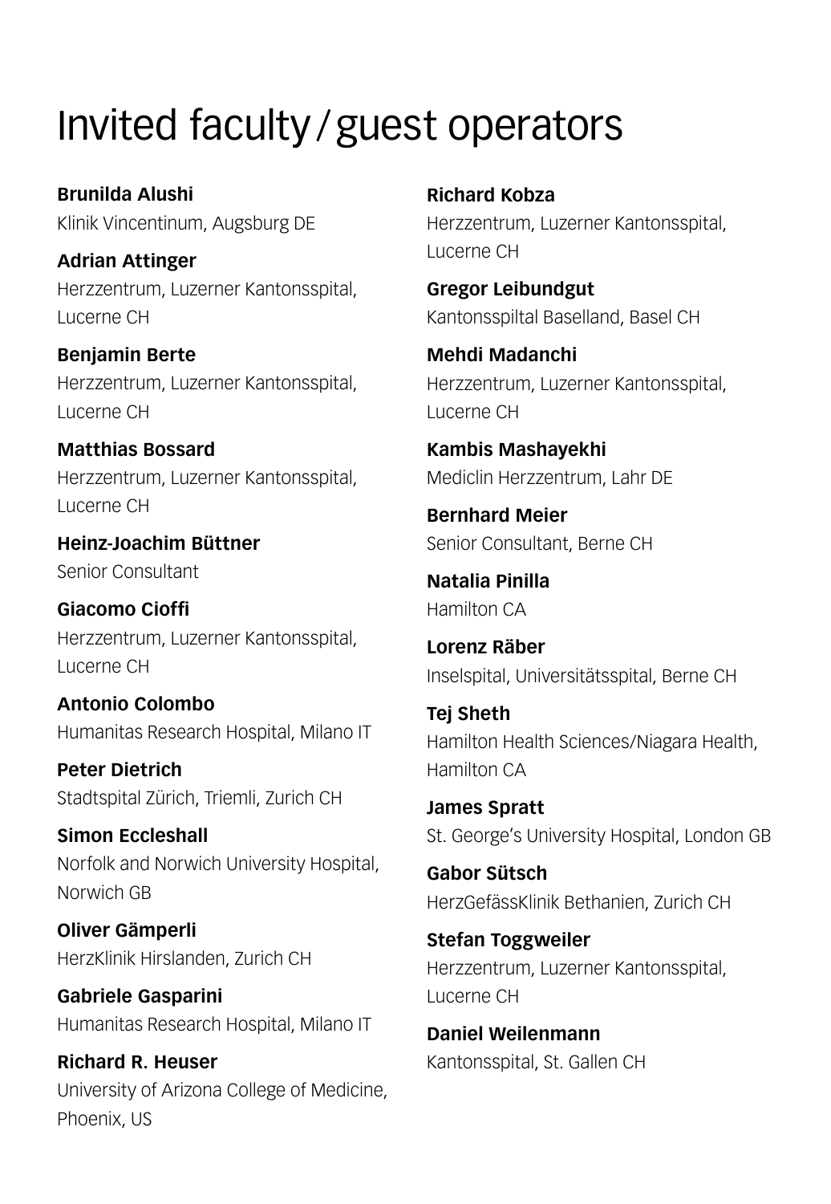# Invited faculty / guest operators

**Brunilda Alushi**
Klinik Vincentinum, Augsburg DE

**Adrian Attinger**
Herzzentrum, Luzerner Kantonsspital, Lucerne CH

**Benjamin Berte**
Herzzentrum, Luzerner Kantonsspital, Lucerne CH

**Matthias Bossard**
Herzzentrum, Luzerner Kantonsspital, Lucerne CH

**Heinz-Joachim Büttner**
Senior Consultant

**Giacomo Cioffi**
Herzzentrum, Luzerner Kantonsspital, Lucerne CH

**Antonio Colombo**
Humanitas Research Hospital, Milano IT

**Peter Dietrich**
Stadtspital Zürich, Triemli, Zurich CH

**Simon Eccleshall**
Norfolk and Norwich University Hospital, Norwich GB

**Oliver Gämperli**
HerzKlinik Hirslanden, Zurich CH

**Gabriele Gasparini**
Humanitas Research Hospital, Milano IT

**Richard R. Heuser**
University of Arizona College of Medicine, Phoenix, US

**Richard Kobza**
Herzzentrum, Luzerner Kantonsspital, Lucerne CH

**Gregor Leibundgut**
Kantonsspiltal Baselland, Basel CH

**Mehdi Madanchi**
Herzzentrum, Luzerner Kantonsspital, Lucerne CH

**Kambis Mashayekhi**
Mediclin Herzzentrum, Lahr DE

**Bernhard Meier**
Senior Consultant, Berne CH

**Natalia Pinilla**
Hamilton CA

**Lorenz Räber**
Inselspital, Universitätsspital, Berne CH

**Tej Sheth**
Hamilton Health Sciences/Niagara Health, Hamilton CA

**James Spratt**
St. George's University Hospital, London GB

**Gabor Sütsch**
HerzGefässKlinik Bethanien, Zurich CH

**Stefan Toggweiler**
Herzzentrum, Luzerner Kantonsspital, Lucerne CH

**Daniel Weilenmann**
Kantonsspital, St. Gallen CH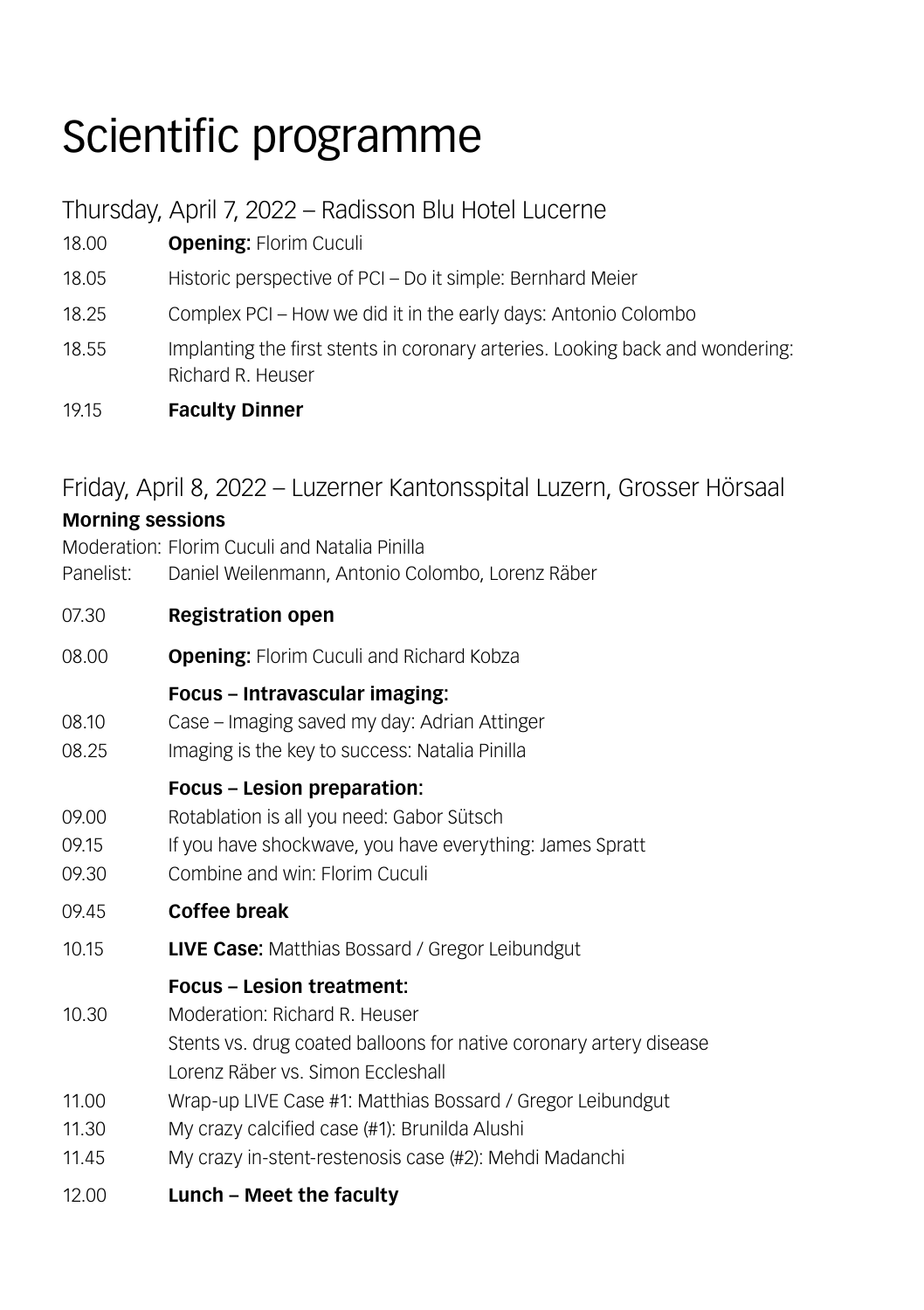# Scientific programme

## Thursday, April 7, 2022 – Radisson Blu Hotel Lucerne

18.00 **Opening:** Florim Cuculi

18.05 Historic perspective of PCI – Do it simple: Bernhard Meier

18.25 Complex PCI – How we did it in the early days: Antonio Colombo

18.55 Implanting the first stents in coronary arteries. Looking back and wondering: Richard R. Heuser

19.15 **Faculty Dinner**

## Friday, April 8, 2022 – Luzerner Kantonsspital Luzern, Grosser Hörsaal

**Morning sessions**

Moderation: Florim Cuculi and Natalia Pinilla
Panelist: Daniel Weilenmann, Antonio Colombo, Lorenz Räber

07.30 **Registration open**

08.00 **Opening:** Florim Cuculi and Richard Kobza

**Focus – Intravascular imaging:**

08.10 Case – Imaging saved my day: Adrian Attinger
08.25 Imaging is the key to success: Natalia Pinilla

**Focus – Lesion preparation:**

09.00 Rotablation is all you need: Gabor Sütsch
09.15 If you have shockwave, you have everything: James Spratt
09.30 Combine and win: Florim Cuculi

09.45 **Coffee break**

10.15 **LIVE Case:** Matthias Bossard / Gregor Leibundgut

**Focus – Lesion treatment:**

10.30 Moderation: Richard R. Heuser
Stents vs. drug coated balloons for native coronary artery disease
Lorenz Räber vs. Simon Eccleshall

11.00 Wrap-up LIVE Case #1: Matthias Bossard / Gregor Leibundgut
11.30 My crazy calcified case (#1): Brunilda Alushi
11.45 My crazy in-stent-restenosis case (#2): Mehdi Madanchi

12.00 **Lunch – Meet the faculty**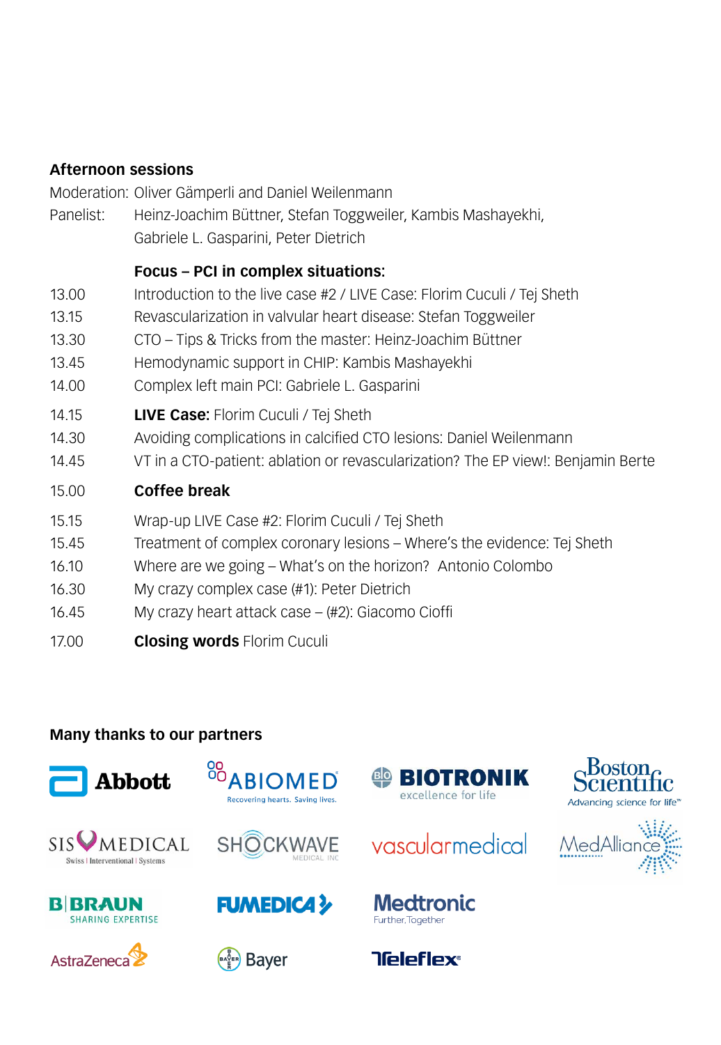## Afternoon sessions

Moderation: Oliver Gämperli and Daniel Weilenmann

Panelist: Heinz-Joachim Büttner, Stefan Toggweiler, Kambis Mashayekhi, Gabriele L. Gasparini, Peter Dietrich

| | |
|---|---|
| | **Focus – PCI in complex situations:** |
| 13.00 | Introduction to the live case #2 / LIVE Case: Florim Cuculi / Tej Sheth |
| 13.15 | Revascularization in valvular heart disease: Stefan Toggweiler |
| 13.30 | CTO – Tips & Tricks from the master: Heinz-Joachim Büttner |
| 13.45 | Hemodynamic support in CHIP: Kambis Mashayekhi |
| 14.00 | Complex left main PCI: Gabriele L. Gasparini |
| 14.15 | **LIVE Case:** Florim Cuculi / Tej Sheth |
| 14.30 | Avoiding complications in calcified CTO lesions: Daniel Weilenmann |
| 14.45 | VT in a CTO-patient: ablation or revascularization? The EP view!: Benjamin Berte |
| 15.00 | **Coffee break** |
| 15.15 | Wrap-up LIVE Case #2: Florim Cuculi / Tej Sheth |
| 15.45 | Treatment of complex coronary lesions – Where's the evidence: Tej Sheth |
| 16.10 | Where are we going – What's on the horizon? Antonio Colombo |
| 16.30 | My crazy complex case (#1): Peter Dietrich |
| 16.45 | My crazy heart attack case – (#2): Giacomo Cioffi |
| 17.00 | **Closing words** Florim Cuculi |

## Many thanks to our partners

Abbott, ABIOMED (Recovering hearts. Saving lives.), BIOTRONIK (excellence for life), Boston Scientific (Advancing science for life™), SIS MEDICAL (Swiss | Interventional | Systems), SHOCKWAVE MEDICAL INC, vascularmedical, MedAlliance, B|BRAUN (SHARING EXPERTISE), FUMEDICA, Medtronic (Further, Together), AstraZeneca, Bayer, Teleflex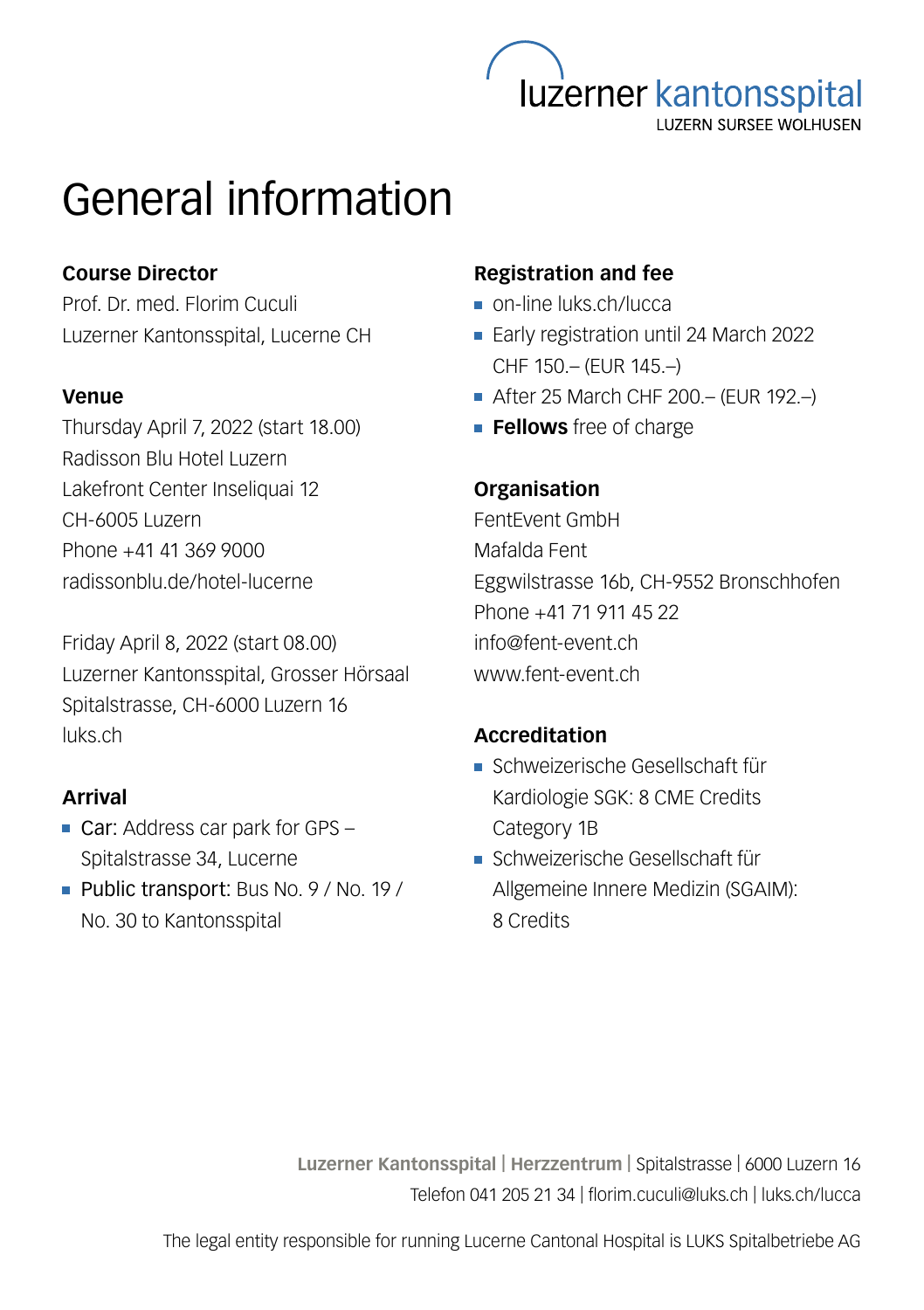luzerner kantonsspital
LUZERN SURSEE WOLHUSEN

# General information

### Course Director

Prof. Dr. med. Florim Cuculi
Luzerner Kantonsspital, Lucerne CH

### Venue

Thursday April 7, 2022 (start 18.00)
Radisson Blu Hotel Luzern
Lakefront Center Inseliquai 12
CH-6005 Luzern
Phone +41 41 369 9000
radissonblu.de/hotel-lucerne

Friday April 8, 2022 (start 08.00)
Luzerner Kantonsspital, Grosser Hörsaal
Spitalstrasse, CH-6000 Luzern 16
luks.ch

### Arrival

- Car: Address car park for GPS – Spitalstrasse 34, Lucerne
- Public transport: Bus No. 9 / No. 19 / No. 30 to Kantonsspital

### Registration and fee

- on-line luks.ch/lucca
- Early registration until 24 March 2022 CHF 150.– (EUR 145.–)
- After 25 March CHF 200.– (EUR 192.–)
- **Fellows** free of charge

### Organisation

FentEvent GmbH
Mafalda Fent
Eggwilstrasse 16b, CH-9552 Bronschhofen
Phone +41 71 911 45 22
info@fent-event.ch
www.fent-event.ch

### Accreditation

- Schweizerische Gesellschaft für Kardiologie SGK: 8 CME Credits Category 1B
- Schweizerische Gesellschaft für Allgemeine Innere Medizin (SGAIM): 8 Credits

**Luzerner Kantonsspital | Herzzentrum** | Spitalstrasse | 6000 Luzern 16
Telefon 041 205 21 34 | florim.cuculi@luks.ch | luks.ch/lucca

The legal entity responsible for running Lucerne Cantonal Hospital is LUKS Spitalbetriebe AG